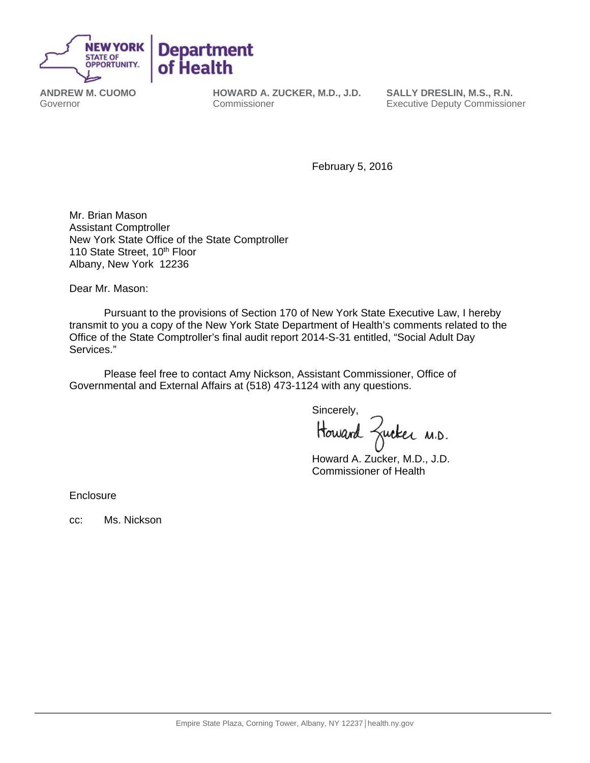NEW YORK STATE OF OPPORTUNITY. | Department of Health

**ANDREW M. CUOMO**
Governor

**HOWARD A. ZUCKER, M.D., J.D.**
Commissioner

**SALLY DRESLIN, M.S., R.N.**
Executive Deputy Commissioner

February 5, 2016

Mr. Brian Mason
Assistant Comptroller
New York State Office of the State Comptroller
110 State Street, 10th Floor
Albany, New York 12236

Dear Mr. Mason:

Pursuant to the provisions of Section 170 of New York State Executive Law, I hereby transmit to you a copy of the New York State Department of Health's comments related to the Office of the State Comptroller's final audit report 2014-S-31 entitled, "Social Adult Day Services."

Please feel free to contact Amy Nickson, Assistant Commissioner, Office of Governmental and External Affairs at (518) 473-1124 with any questions.

Sincerely,

Howard Zucker M.D.

Howard A. Zucker, M.D., J.D.
Commissioner of Health

Enclosure

cc: Ms. Nickson

Empire State Plaza, Corning Tower, Albany, NY 12237 | health.ny.gov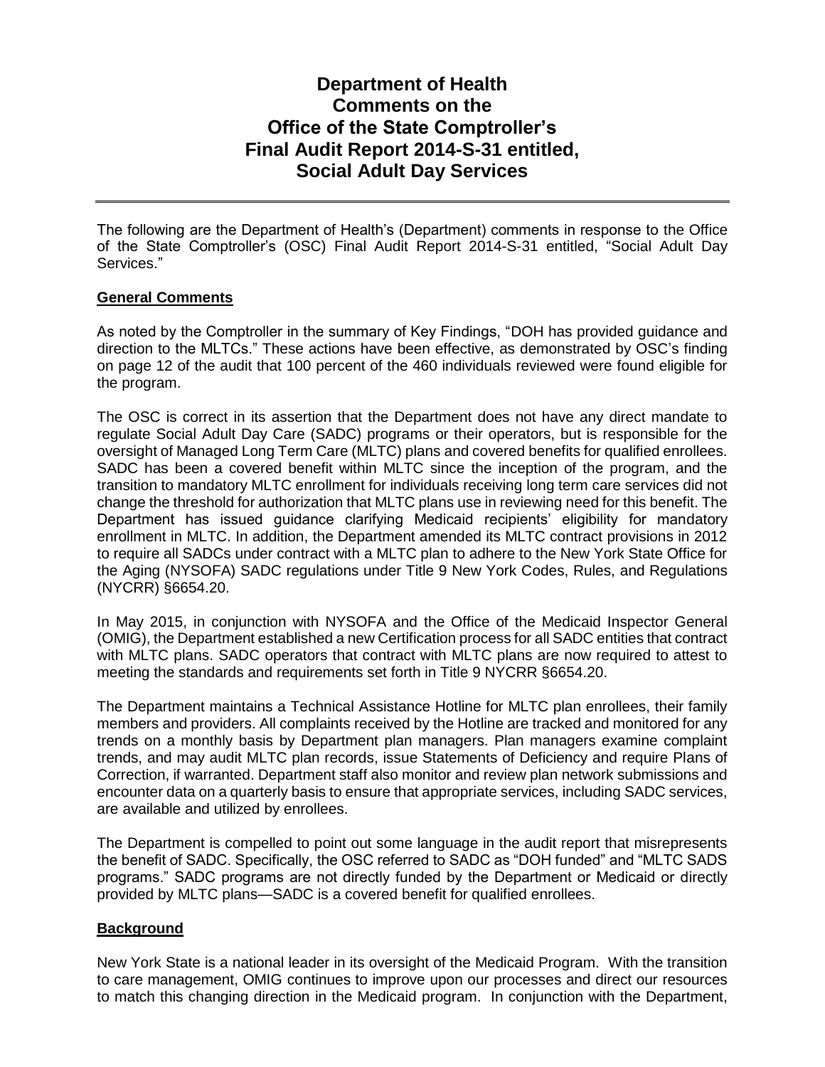# Department of Health Comments on the Office of the State Comptroller's Final Audit Report 2014-S-31 entitled, Social Adult Day Services

The following are the Department of Health's (Department) comments in response to the Office of the State Comptroller's (OSC) Final Audit Report 2014-S-31 entitled, "Social Adult Day Services."

## General Comments

As noted by the Comptroller in the summary of Key Findings, "DOH has provided guidance and direction to the MLTCs." These actions have been effective, as demonstrated by OSC's finding on page 12 of the audit that 100 percent of the 460 individuals reviewed were found eligible for the program.

The OSC is correct in its assertion that the Department does not have any direct mandate to regulate Social Adult Day Care (SADC) programs or their operators, but is responsible for the oversight of Managed Long Term Care (MLTC) plans and covered benefits for qualified enrollees. SADC has been a covered benefit within MLTC since the inception of the program, and the transition to mandatory MLTC enrollment for individuals receiving long term care services did not change the threshold for authorization that MLTC plans use in reviewing need for this benefit. The Department has issued guidance clarifying Medicaid recipients' eligibility for mandatory enrollment in MLTC. In addition, the Department amended its MLTC contract provisions in 2012 to require all SADCs under contract with a MLTC plan to adhere to the New York State Office for the Aging (NYSOFA) SADC regulations under Title 9 New York Codes, Rules, and Regulations (NYCRR) §6654.20.

In May 2015, in conjunction with NYSOFA and the Office of the Medicaid Inspector General (OMIG), the Department established a new Certification process for all SADC entities that contract with MLTC plans. SADC operators that contract with MLTC plans are now required to attest to meeting the standards and requirements set forth in Title 9 NYCRR §6654.20.

The Department maintains a Technical Assistance Hotline for MLTC plan enrollees, their family members and providers. All complaints received by the Hotline are tracked and monitored for any trends on a monthly basis by Department plan managers. Plan managers examine complaint trends, and may audit MLTC plan records, issue Statements of Deficiency and require Plans of Correction, if warranted. Department staff also monitor and review plan network submissions and encounter data on a quarterly basis to ensure that appropriate services, including SADC services, are available and utilized by enrollees.

The Department is compelled to point out some language in the audit report that misrepresents the benefit of SADC. Specifically, the OSC referred to SADC as "DOH funded" and "MLTC SADS programs." SADC programs are not directly funded by the Department or Medicaid or directly provided by MLTC plans—SADC is a covered benefit for qualified enrollees.

## Background

New York State is a national leader in its oversight of the Medicaid Program. With the transition to care management, OMIG continues to improve upon our processes and direct our resources to match this changing direction in the Medicaid program. In conjunction with the Department,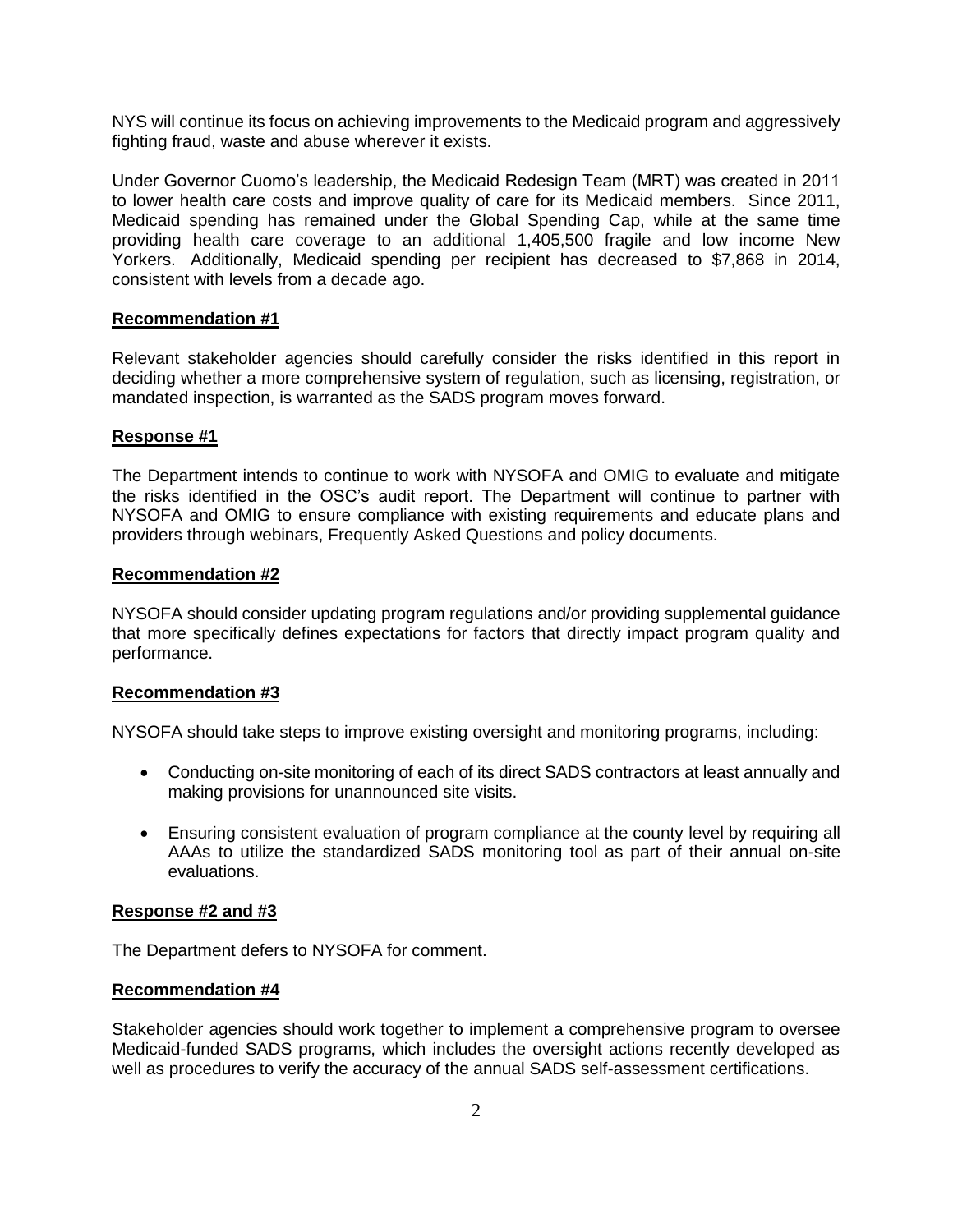NYS will continue its focus on achieving improvements to the Medicaid program and aggressively fighting fraud, waste and abuse wherever it exists.

Under Governor Cuomo's leadership, the Medicaid Redesign Team (MRT) was created in 2011 to lower health care costs and improve quality of care for its Medicaid members. Since 2011, Medicaid spending has remained under the Global Spending Cap, while at the same time providing health care coverage to an additional 1,405,500 fragile and low income New Yorkers. Additionally, Medicaid spending per recipient has decreased to $7,868 in 2014, consistent with levels from a decade ago.

**Recommendation #1**

Relevant stakeholder agencies should carefully consider the risks identified in this report in deciding whether a more comprehensive system of regulation, such as licensing, registration, or mandated inspection, is warranted as the SADS program moves forward.

**Response #1**

The Department intends to continue to work with NYSOFA and OMIG to evaluate and mitigate the risks identified in the OSC's audit report. The Department will continue to partner with NYSOFA and OMIG to ensure compliance with existing requirements and educate plans and providers through webinars, Frequently Asked Questions and policy documents.

**Recommendation #2**

NYSOFA should consider updating program regulations and/or providing supplemental guidance that more specifically defines expectations for factors that directly impact program quality and performance.

**Recommendation #3**

NYSOFA should take steps to improve existing oversight and monitoring programs, including:

- Conducting on-site monitoring of each of its direct SADS contractors at least annually and making provisions for unannounced site visits.
- Ensuring consistent evaluation of program compliance at the county level by requiring all AAAs to utilize the standardized SADS monitoring tool as part of their annual on-site evaluations.

**Response #2 and #3**

The Department defers to NYSOFA for comment.

**Recommendation #4**

Stakeholder agencies should work together to implement a comprehensive program to oversee Medicaid-funded SADS programs, which includes the oversight actions recently developed as well as procedures to verify the accuracy of the annual SADS self-assessment certifications.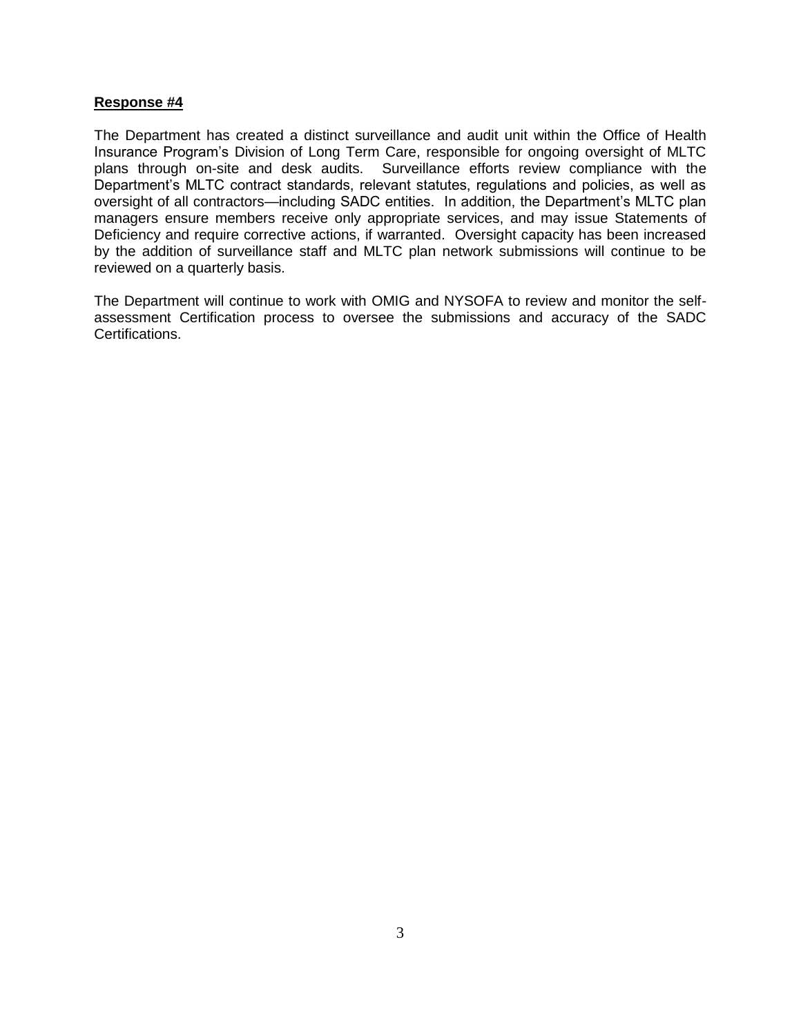**Response #4**

The Department has created a distinct surveillance and audit unit within the Office of Health Insurance Program's Division of Long Term Care, responsible for ongoing oversight of MLTC plans through on-site and desk audits. Surveillance efforts review compliance with the Department's MLTC contract standards, relevant statutes, regulations and policies, as well as oversight of all contractors—including SADC entities. In addition, the Department's MLTC plan managers ensure members receive only appropriate services, and may issue Statements of Deficiency and require corrective actions, if warranted. Oversight capacity has been increased by the addition of surveillance staff and MLTC plan network submissions will continue to be reviewed on a quarterly basis.

The Department will continue to work with OMIG and NYSOFA to review and monitor the self-assessment Certification process to oversee the submissions and accuracy of the SADC Certifications.